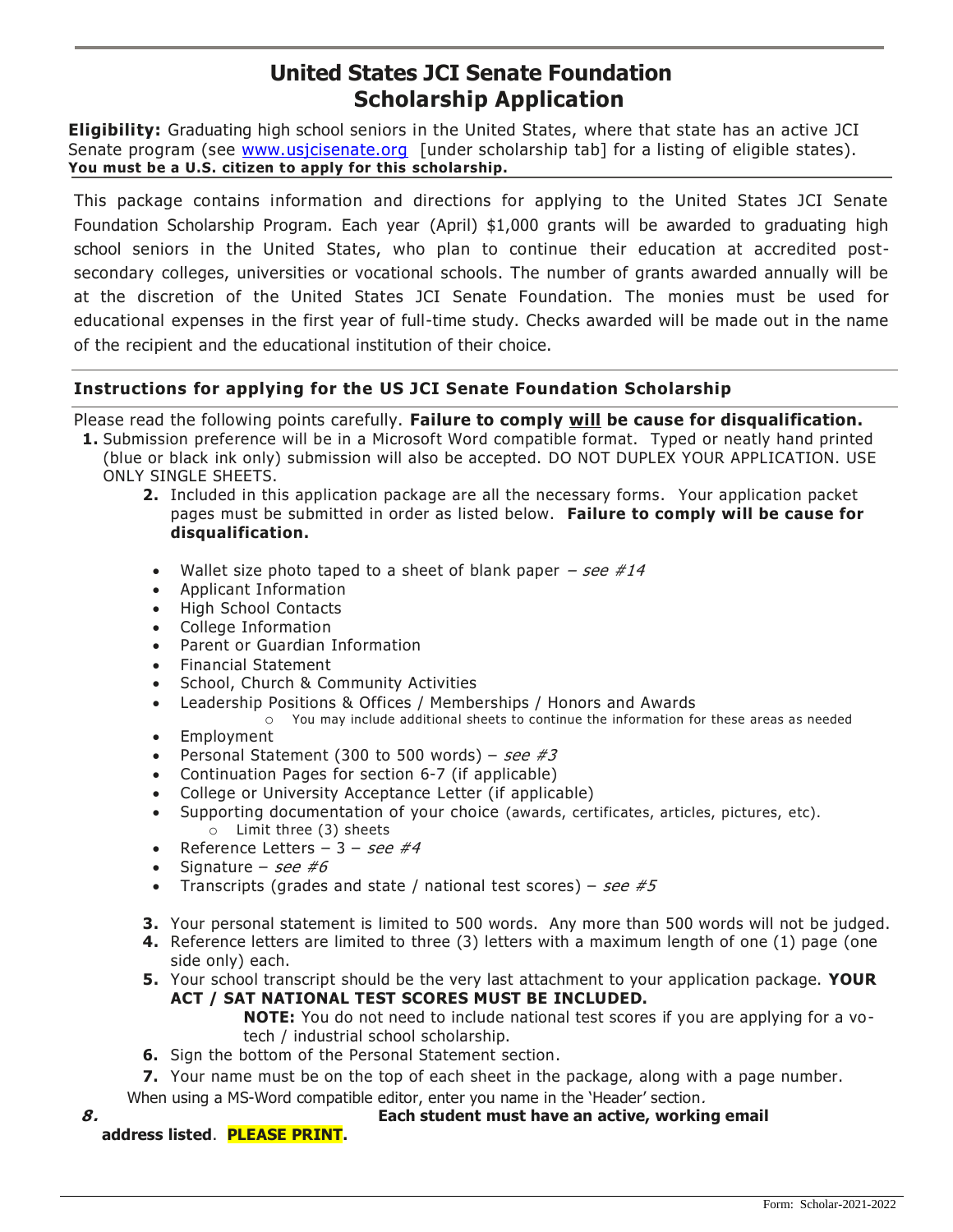# United States JCI Senate Foundation
# Scholarship Application

**Eligibility:** Graduating high school seniors in the United States, where that state has an active JCI Senate program (see www.usjcisenate.org [under scholarship tab] for a listing of eligible states). **You must be a U.S. citizen to apply for this scholarship.**

This package contains information and directions for applying to the United States JCI Senate Foundation Scholarship Program. Each year (April) $1,000 grants will be awarded to graduating high school seniors in the United States, who plan to continue their education at accredited post-secondary colleges, universities or vocational schools. The number of grants awarded annually will be at the discretion of the United States JCI Senate Foundation. The monies must be used for educational expenses in the first year of full-time study. Checks awarded will be made out in the name of the recipient and the educational institution of their choice.

### Instructions for applying for the US JCI Senate Foundation Scholarship

Please read the following points carefully. **Failure to comply <u>will</u> be cause for disqualification.**

1. Submission preference will be in a Microsoft Word compatible format. Typed or neatly hand printed (blue or black ink only) submission will also be accepted. DO NOT DUPLEX YOUR APPLICATION. USE ONLY SINGLE SHEETS.
2. Included in this application package are all the necessary forms. Your application packet pages must be submitted in order as listed below. **Failure to comply will be cause for disqualification.**
   - Wallet size photo taped to a sheet of blank paper – *see #14*
   - Applicant Information
   - High School Contacts
   - College Information
   - Parent or Guardian Information
   - Financial Statement
   - School, Church & Community Activities
   - Leadership Positions & Offices / Memberships / Honors and Awards
     - You may include additional sheets to continue the information for these areas as needed
   - Employment
   - Personal Statement (300 to 500 words) – *see #3*
   - Continuation Pages for section 6-7 (if applicable)
   - College or University Acceptance Letter (if applicable)
   - Supporting documentation of your choice (awards, certificates, articles, pictures, etc).
     - Limit three (3) sheets
   - Reference Letters – 3 – *see #4*
   - Signature – *see #6*
   - Transcripts (grades and state / national test scores) – *see #5*
3. Your personal statement is limited to 500 words. Any more than 500 words will not be judged.
4. Reference letters are limited to three (3) letters with a maximum length of one (1) page (one side only) each.
5. Your school transcript should be the very last attachment to your application package. **YOUR ACT / SAT NATIONAL TEST SCORES MUST BE INCLUDED.**

   **NOTE:** You do not need to include national test scores if you are applying for a vo-tech / industrial school scholarship.
6. Sign the bottom of the Personal Statement section.
7. Your name must be on the top of each sheet in the package, along with a page number.

   When using a MS-Word compatible editor, enter you name in the 'Header' section*.*
8. **Each student must have an active, working email address listed**. **PLEASE PRINT.**

Form: Scholar-2021-2022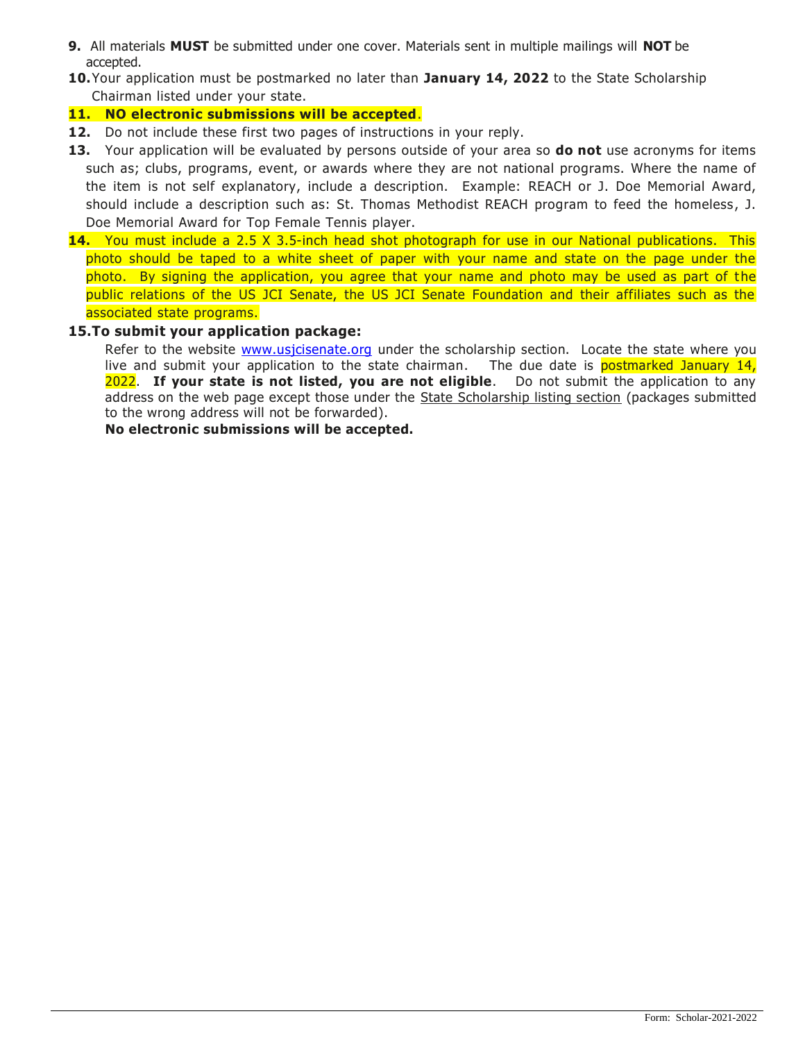9. All materials **MUST** be submitted under one cover. Materials sent in multiple mailings will **NOT** be accepted.
10. Your application must be postmarked no later than **January 14, 2022** to the State Scholarship Chairman listed under your state.
11. **NO electronic submissions will be accepted**.
12. Do not include these first two pages of instructions in your reply.
13. Your application will be evaluated by persons outside of your area so **do not** use acronyms for items such as; clubs, programs, event, or awards where they are not national programs. Where the name of the item is not self explanatory, include a description. Example: REACH or J. Doe Memorial Award, should include a description such as: St. Thomas Methodist REACH program to feed the homeless, J. Doe Memorial Award for Top Female Tennis player.
14. You must include a 2.5 X 3.5-inch head shot photograph for use in our National publications. This photo should be taped to a white sheet of paper with your name and state on the page under the photo. By signing the application, you agree that your name and photo may be used as part of the public relations of the US JCI Senate, the US JCI Senate Foundation and their affiliates such as the associated state programs.
15. **To submit your application package:**

    Refer to the website www.usjcisenate.org under the scholarship section. Locate the state where you live and submit your application to the state chairman. The due date is postmarked January 14, 2022. **If your state is not listed, you are not eligible**. Do not submit the application to any address on the web page except those under the State Scholarship listing section (packages submitted to the wrong address will not be forwarded).

    **No electronic submissions will be accepted.**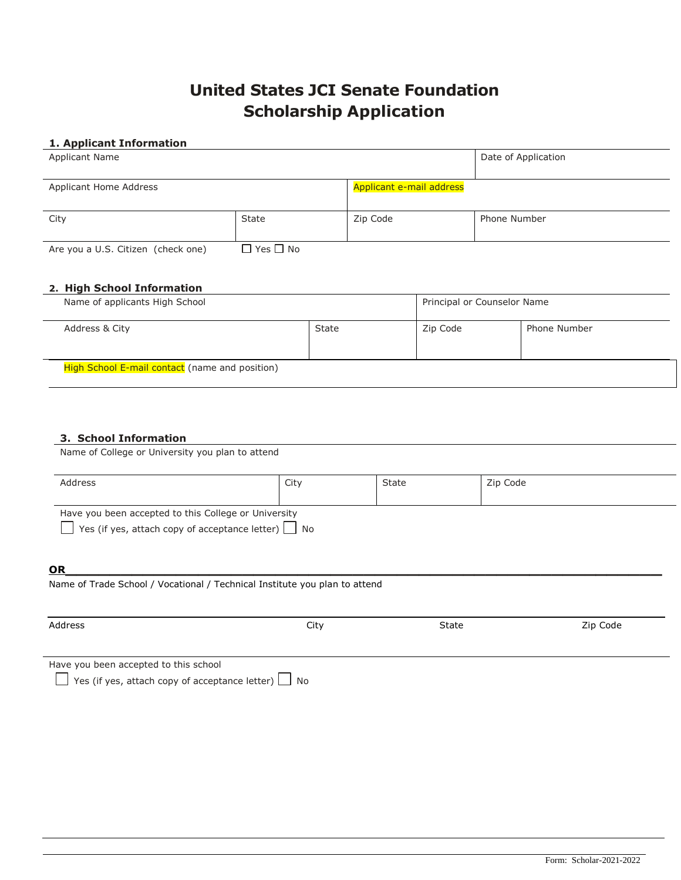# United States JCI Senate Foundation
# Scholarship Application

## 1. Applicant Information

| Applicant Name | | | Date of Application |
|---|---|---|---|
| Applicant Home Address | | Applicant e-mail address | |
| City | State | Zip Code | Phone Number |

Are you a U.S. Citizen (check one) ☐ Yes ☐ No

## 2. High School Information

| Name of applicants High School | | Principal or Counselor Name | |
|---|---|---|---|
| Address & City | State | Zip Code | Phone Number |

High School E-mail contact (name and position)

## 3. School Information

Name of College or University you plan to attend

| Address | City | State | Zip Code |
|---|---|---|---|

Have you been accepted to this College or University

☐ Yes (if yes, attach copy of acceptance letter) ☐ No

**OR**

Name of Trade School / Vocational / Technical Institute you plan to attend

| Address | City | State | Zip Code |
|---|---|---|---|

Have you been accepted to this school

☐ Yes (if yes, attach copy of acceptance letter) ☐ No

Form: Scholar-2021-2022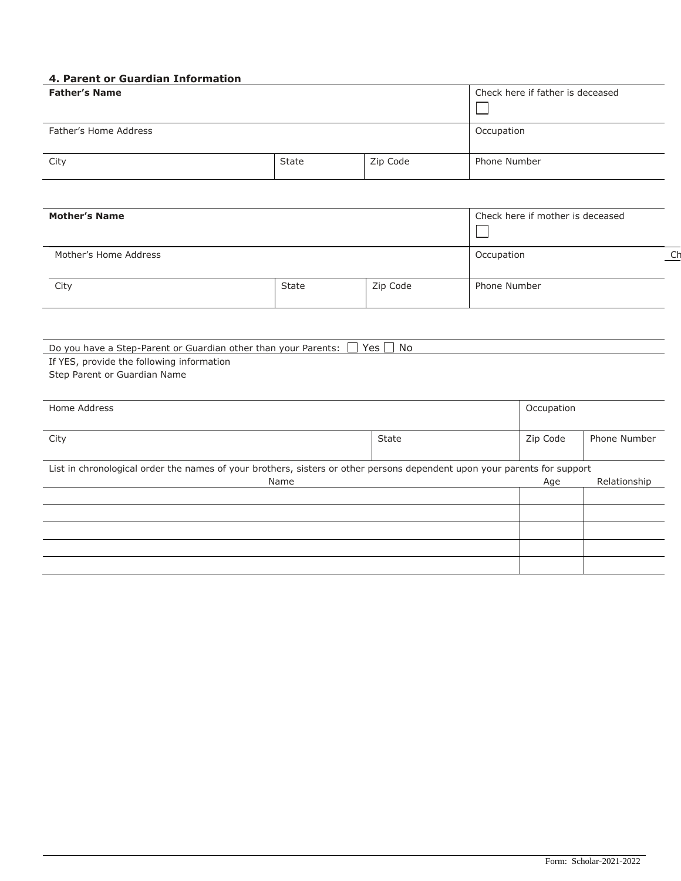### 4. Parent or Guardian Information

| **Father's Name** | | | Check here if father is deceased ☐ |
|---|---|---|---|
| Father's Home Address | | | Occupation |
| City | State | Zip Code | Phone Number |

| **Mother's Name** | | | Check here if mother is deceased ☐ |
|---|---|---|---|
| Mother's Home Address | | | Occupation |
| City | State | Zip Code | Phone Number |

Do you have a Step-Parent or Guardian other than your Parents: ☐ Yes ☐ No

If YES, provide the following information

Step Parent or Guardian Name

| Home Address | | Occupation | |
|---|---|---|---|
| City | State | Zip Code | Phone Number |

List in chronological order the names of your brothers, sisters or other persons dependent upon your parents for support

| Name | Age | Relationship |
|---|---|---|
| | | |
| | | |
| | | |
| | | |
| | | |

Form: Scholar-2021-2022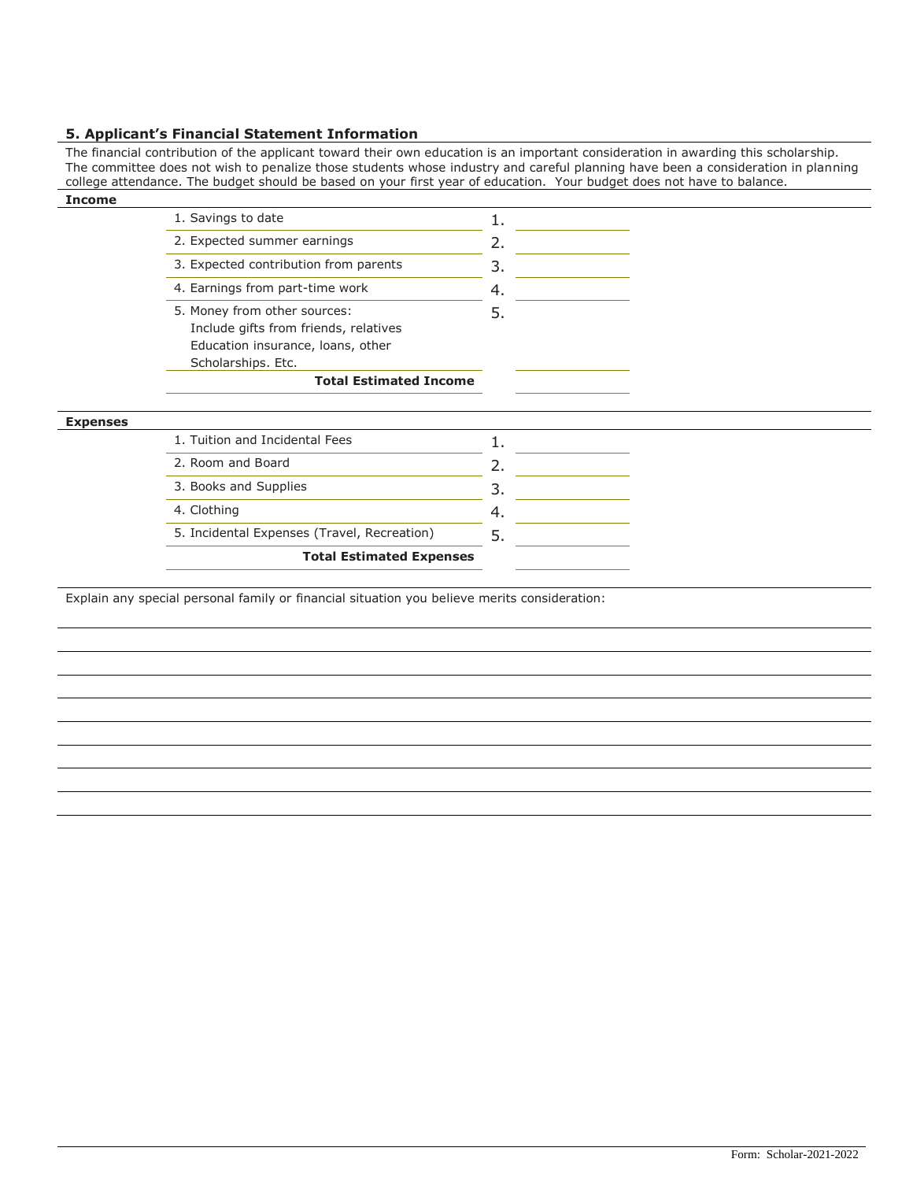## 5. Applicant's Financial Statement Information

The financial contribution of the applicant toward their own education is an important consideration in awarding this scholarship. The committee does not wish to penalize those students whose industry and careful planning have been a consideration in planning college attendance. The budget should be based on your first year of education. Your budget does not have to balance.

**Income**

| Item | | Amount |
|---|---|---|
| 1. Savings to date | 1. | |
| 2. Expected summer earnings | 2. | |
| 3. Expected contribution from parents | 3. | |
| 4. Earnings from part-time work | 4. | |
| 5. Money from other sources: Include gifts from friends, relatives Education insurance, loans, other Scholarships. Etc. | 5. | |
| **Total Estimated Income** | | |

**Expenses**

| Item | | Amount |
|---|---|---|
| 1. Tuition and Incidental Fees | 1. | |
| 2. Room and Board | 2. | |
| 3. Books and Supplies | 3. | |
| 4. Clothing | 4. | |
| 5. Incidental Expenses (Travel, Recreation) | 5. | |
| **Total Estimated Expenses** | | |

Explain any special personal family or financial situation you believe merits consideration:

Form: Scholar-2021-2022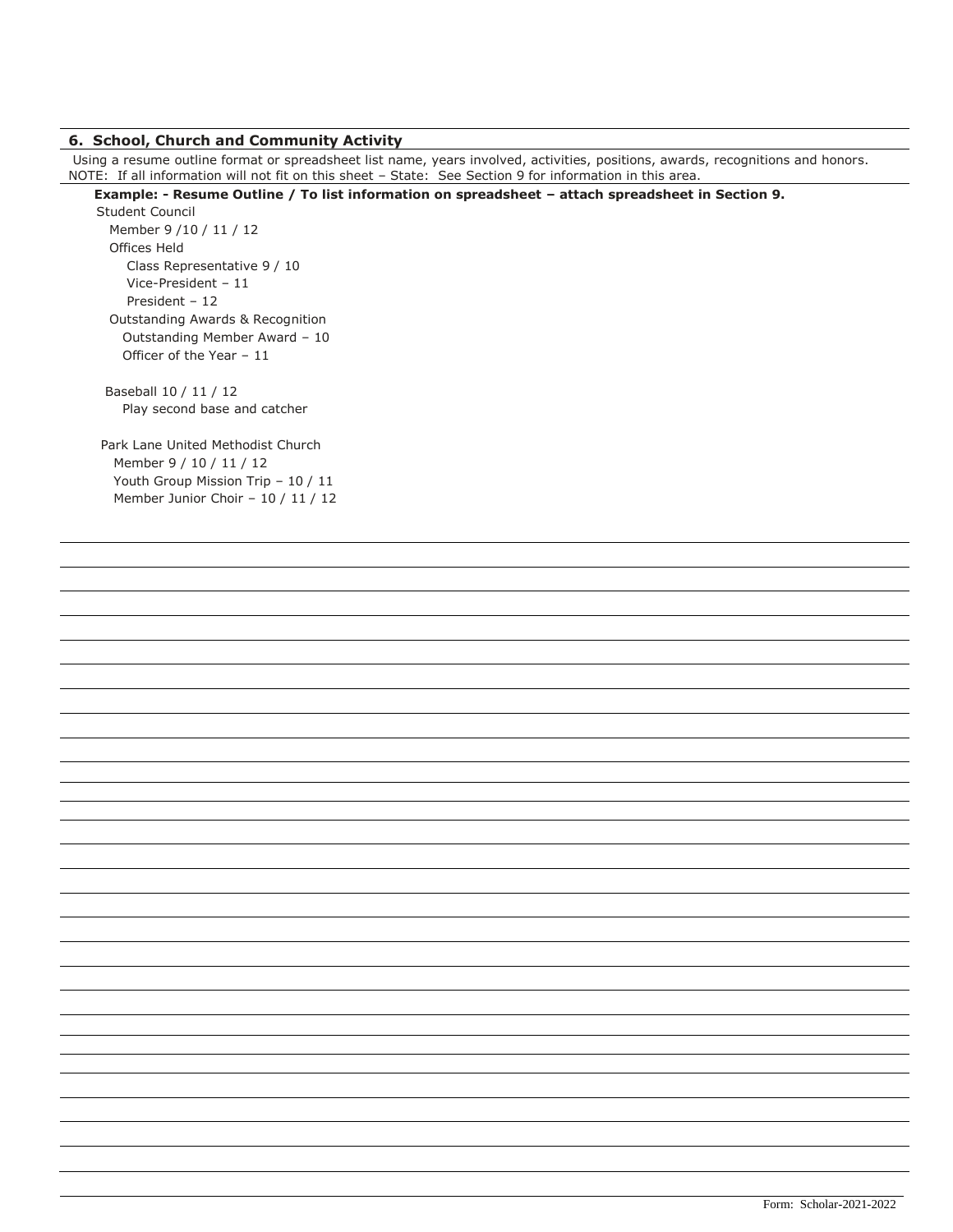## 6. School, Church and Community Activity

Using a resume outline format or spreadsheet list name, years involved, activities, positions, awards, recognitions and honors.
NOTE: If all information will not fit on this sheet – State: See Section 9 for information in this area.

**Example: - Resume Outline / To list information on spreadsheet – attach spreadsheet in Section 9.**

Student Council
- Member 9 /10 / 11 / 12
- Offices Held
  - Class Representative 9 / 10
  - Vice-President – 11
  - President – 12
- Outstanding Awards & Recognition
  - Outstanding Member Award – 10
  - Officer of the Year – 11

Baseball 10 / 11 / 12
- Play second base and catcher

Park Lane United Methodist Church
- Member 9 / 10 / 11 / 12
- Youth Group Mission Trip – 10 / 11
- Member Junior Choir – 10 / 11 / 12

Form: Scholar-2021-2022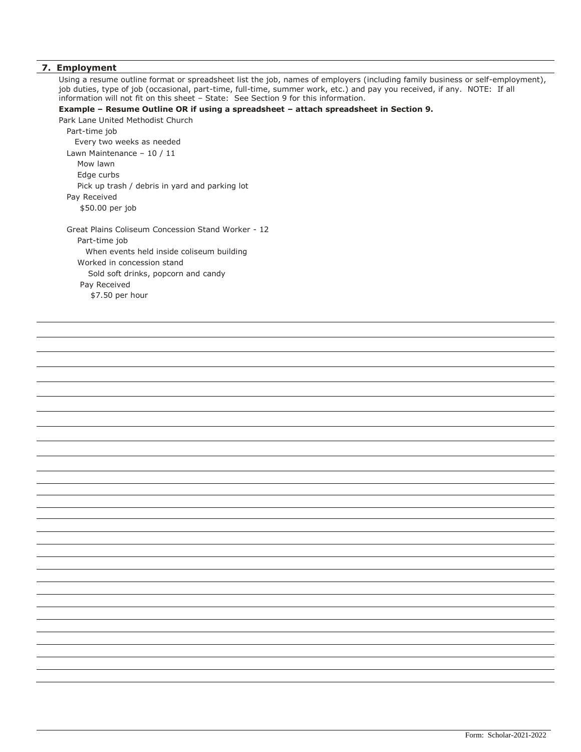## 7. Employment

Using a resume outline format or spreadsheet list the job, names of employers (including family business or self-employment), job duties, type of job (occasional, part-time, full-time, summer work, etc.) and pay you received, if any. NOTE: If all information will not fit on this sheet – State: See Section 9 for this information.

**Example – Resume Outline OR if using a spreadsheet – attach spreadsheet in Section 9.**

Park Lane United Methodist Church

- Part-time job
  - Every two weeks as needed
- Lawn Maintenance – 10 / 11
  - Mow lawn
  - Edge curbs
  - Pick up trash / debris in yard and parking lot
- Pay Received
  - $50.00 per job

Great Plains Coliseum Concession Stand Worker - 12

- Part-time job
  - When events held inside coliseum building
- Worked in concession stand
  - Sold soft drinks, popcorn and candy
- Pay Received
  - $7.50 per hour

Form: Scholar-2021-2022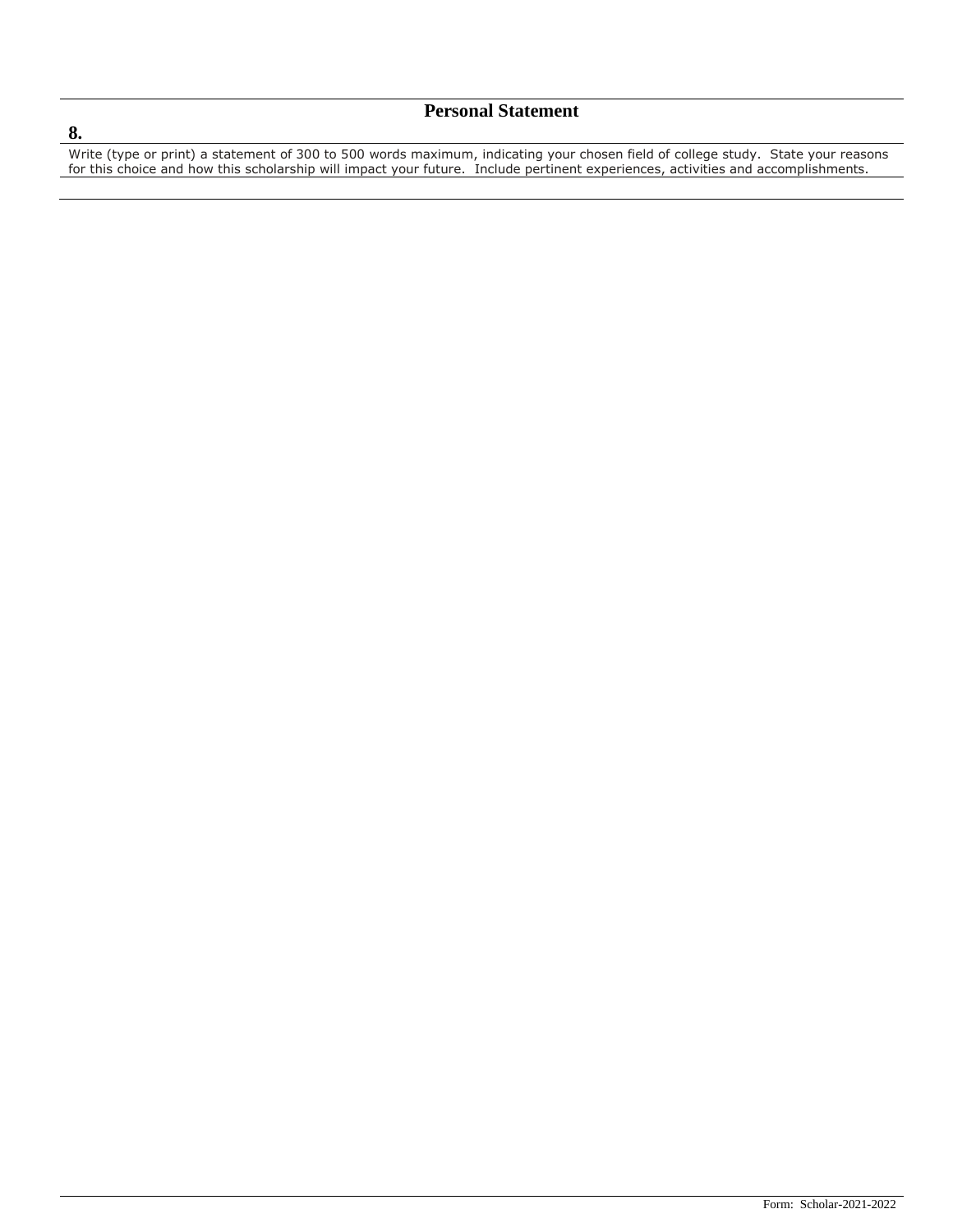## Personal Statement

**8.**

Write (type or print) a statement of 300 to 500 words maximum, indicating your chosen field of college study. State your reasons for this choice and how this scholarship will impact your future. Include pertinent experiences, activities and accomplishments.

Form: Scholar-2021-2022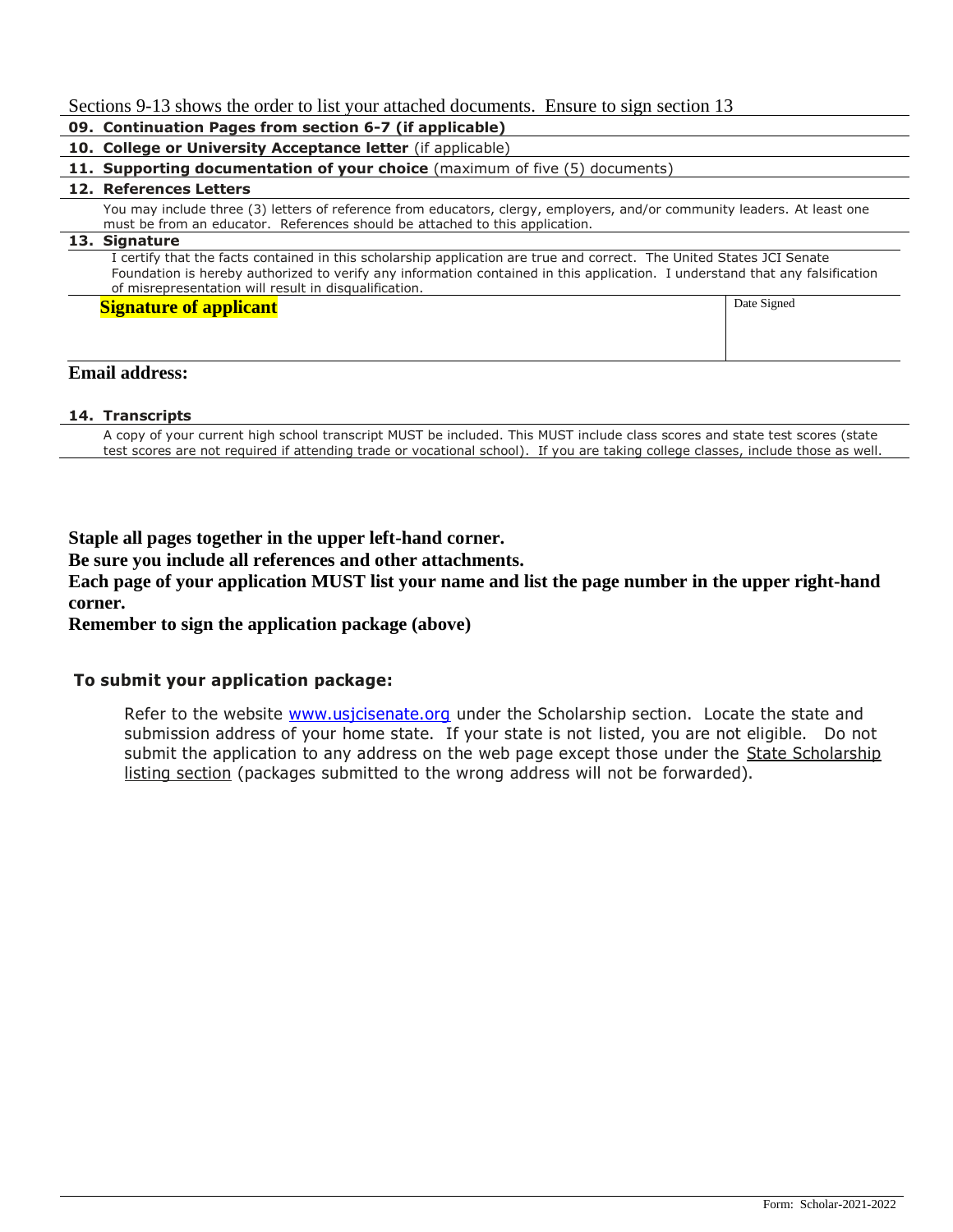Sections 9-13 shows the order to list your attached documents. Ensure to sign section 13

**09. Continuation Pages from section 6-7 (if applicable)**

**10. College or University Acceptance letter** (if applicable)

**11. Supporting documentation of your choice** (maximum of five (5) documents)

**12. References Letters**

You may include three (3) letters of reference from educators, clergy, employers, and/or community leaders. At least one must be from an educator. References should be attached to this application.

**13. Signature**

I certify that the facts contained in this scholarship application are true and correct. The United States JCI Senate Foundation is hereby authorized to verify any information contained in this application. I understand that any falsification of misrepresentation will result in disqualification.

| Signature of applicant | Date Signed |
|---|---|
| | |

**Email address:**

**14. Transcripts**

A copy of your current high school transcript MUST be included. This MUST include class scores and state test scores (state test scores are not required if attending trade or vocational school). If you are taking college classes, include those as well.

**Staple all pages together in the upper left-hand corner.**
**Be sure you include all references and other attachments.**
**Each page of your application MUST list your name and list the page number in the upper right-hand corner.**
**Remember to sign the application package (above)**

**To submit your application package:**

Refer to the website www.usjcisenate.org under the Scholarship section. Locate the state and submission address of your home state. If your state is not listed, you are not eligible. Do not submit the application to any address on the web page except those under the State Scholarship listing section (packages submitted to the wrong address will not be forwarded).

Form: Scholar-2021-2022